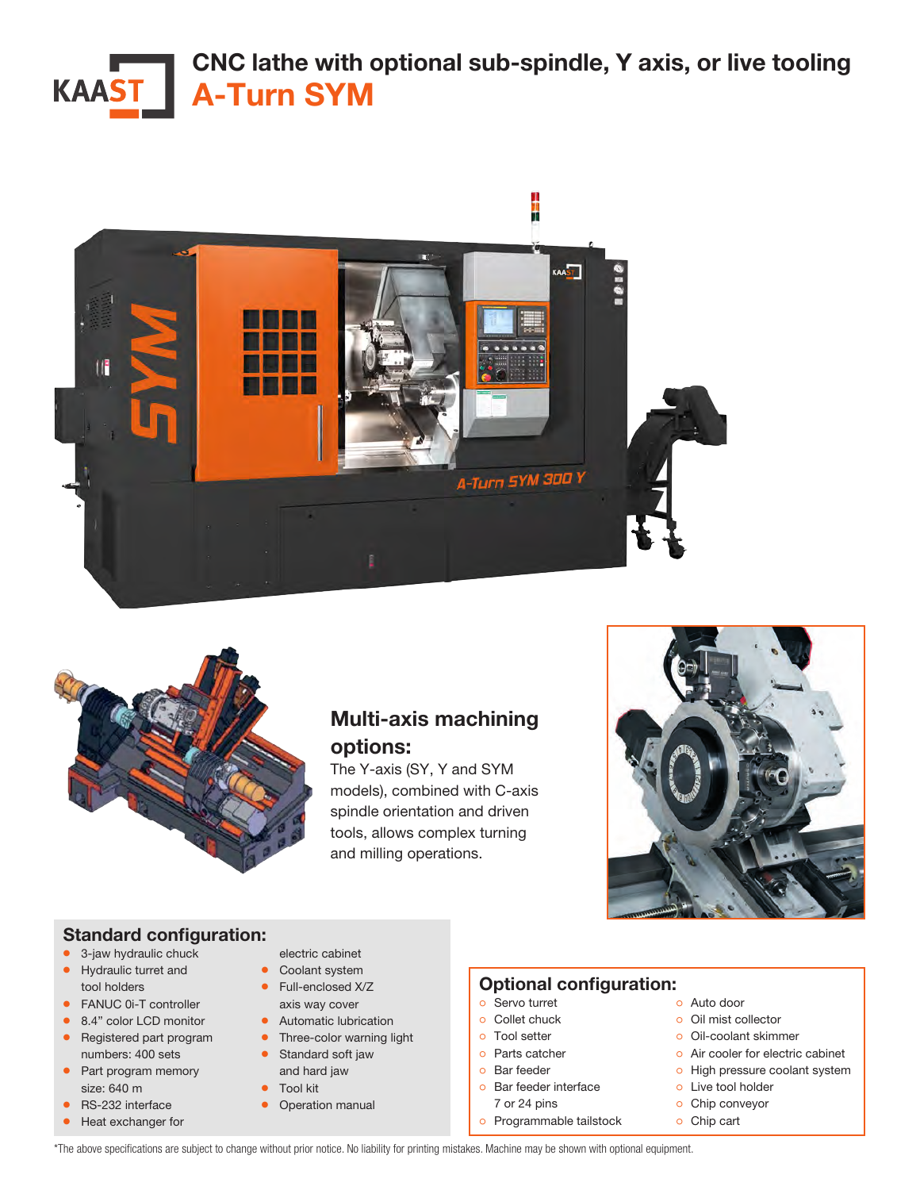# CNC lathe with optional sub-spindle, Y axis, or live tooling

# A-Turn SYM

## Multi-axis machining options:

The Y-axis (SY, Y and SYM models), combined with C-axis spindle orientation and driven tools, allows complex turning and milling operations.

## Standard configuration:

- 3-jaw hydraulic chuck
- Hydraulic turret and tool holders
- FANUC 0i-T controller
- 8.4" color LCD monitor
- Registered part program numbers: 400 sets
- Part program memory size: 640 m
- RS-232 interface
- Heat exchanger for electric cabinet
- Coolant system
- Full-enclosed X/Z axis way cover
- Automatic lubrication
- Three-color warning light
- Standard soft jaw and hard jaw
- Tool kit
- Operation manual

## Optional configuration:

- Servo turret
- Collet chuck
- Tool setter
- Parts catcher
- Bar feeder
- Bar feeder interface 7 or 24 pins
- Programmable tailstock
- Auto door
- Oil mist collector
- Oil-coolant skimmer
- Air cooler for electric cabinet
- High pressure coolant system
- Live tool holder
- Chip conveyor
- Chip cart

*The above specifications are subject to change without prior notice. No liability for printing mistakes. Machine may be shown with optional equipment.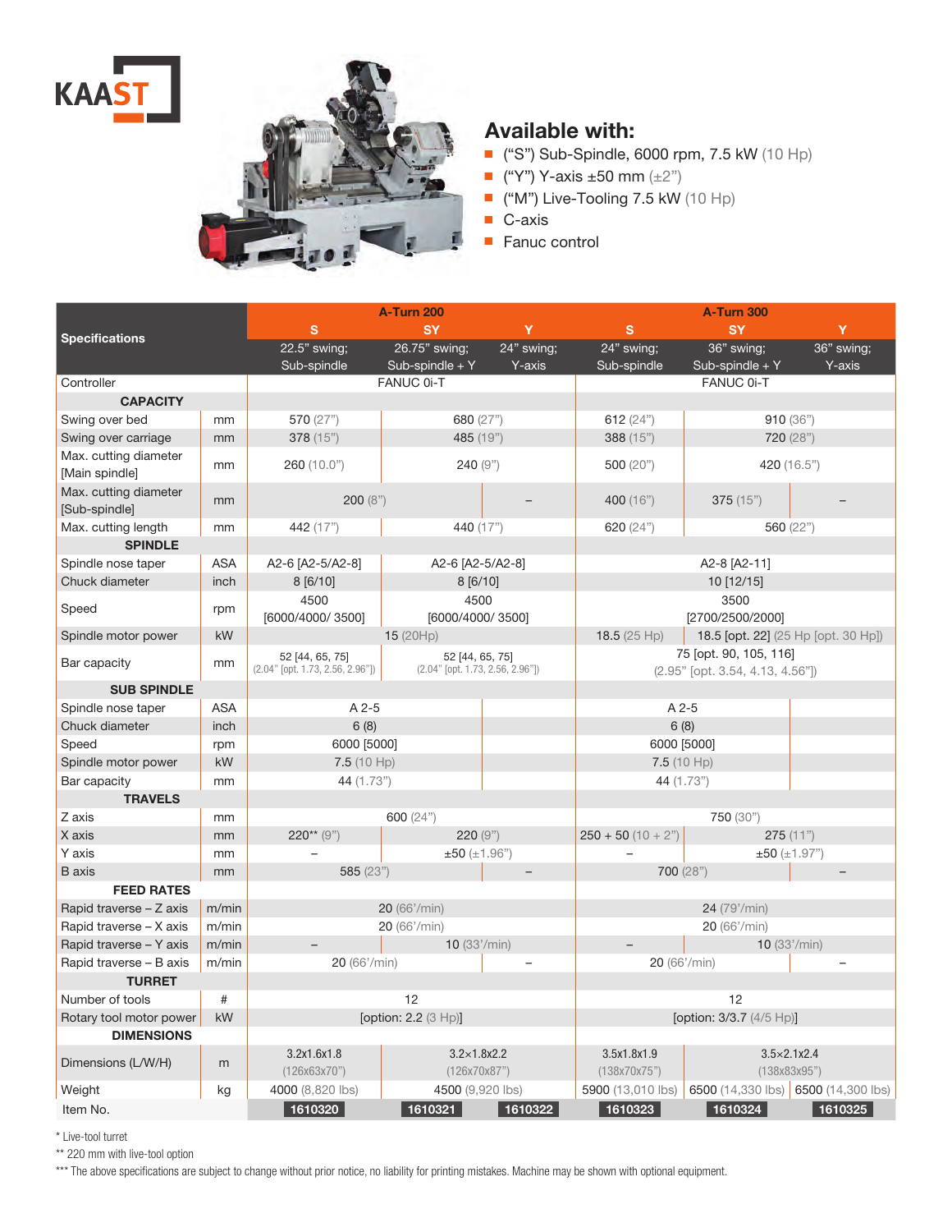KAAST

## Available with:

- ("S") Sub-Spindle, 6000 rpm, 7.5 kW (10 Hp)
- ("Y") Y-axis ±50 mm (±2")
- ("M") Live-Tooling 7.5 kW (10 Hp)
- C-axis
- Fanuc control

| Specifications | | A-Turn 200 S | A-Turn 200 SY | A-Turn 200 Y | A-Turn 300 S | A-Turn 300 SY | A-Turn 300 Y |
|---|---|---|---|---|---|---|---|
| | | 22.5" swing; Sub-spindle | 26.75" swing; Sub-spindle + Y | 24" swing; Y-axis | 24" swing; Sub-spindle | 36" swing; Sub-spindle + Y | 36" swing; Y-axis |
| Controller | | FANUC 0i-T | | | FANUC 0i-T | | |
| **CAPACITY** | | | | | | | |
| Swing over bed | mm | 570 (27") | 680 (27") | | 612 (24") | 910 (36") | |
| Swing over carriage | mm | 378 (15") | 485 (19") | | 388 (15") | 720 (28") | |
| Max. cutting diameter [Main spindle] | mm | 260 (10.0") | 240 (9") | | 500 (20") | 420 (16.5") | |
| Max. cutting diameter [Sub-spindle] | mm | 200 (8") | | – | 400 (16") | 375 (15") | – |
| Max. cutting length | mm | 442 (17") | 440 (17") | | 620 (24") | 560 (22") | |
| **SPINDLE** | | | | | | | |
| Spindle nose taper | ASA | A2-6 [A2-5/A2-8] | A2-6 [A2-5/A2-8] | | A2-8 [A2-11] | | |
| Chuck diameter | inch | 8 [6/10] | 8 [6/10] | | 10 [12/15] | | |
| Speed | rpm | 4500 [6000/4000/ 3500] | 4500 [6000/4000/ 3500] | | 3500 [2700/2500/2000] | | |
| Spindle motor power | kW | 15 (20Hp) | | | 18.5 (25 Hp) | 18.5 [opt. 22] (25 Hp [opt. 30 Hp]) | |
| Bar capacity | mm | 52 [44, 65, 75] (2.04" [opt. 1.73, 2.56, 2.96"]) | 52 [44, 65, 75] (2.04" [opt. 1.73, 2.56, 2.96"]) | | 75 [opt. 90, 105, 116] (2.95" [opt. 3.54, 4.13, 4.56"]) | | |
| **SUB SPINDLE** | | | | | | | |
| Spindle nose taper | ASA | A 2-5 | | | A 2-5 | | |
| Chuck diameter | inch | 6 (8) | | | 6 (8) | | |
| Speed | rpm | 6000 [5000] | | | 6000 [5000] | | |
| Spindle motor power | kW | 7.5 (10 Hp) | | | 7.5 (10 Hp) | | |
| Bar capacity | mm | 44 (1.73") | | | 44 (1.73") | | |
| **TRAVELS** | | | | | | | |
| Z axis | mm | 600 (24") | | | 750 (30") | | |
| X axis | mm | 220** (9") | 220 (9") | | 250 + 50 (10 + 2") | 275 (11") | |
| Y axis | mm | – | ±50 (±1.96") | | – | ±50 (±1.97") | |
| B axis | mm | 585 (23") | | – | 700 (28") | | – |
| **FEED RATES** | | | | | | | |
| Rapid traverse – Z axis | m/min | 20 (66'/min) | | | 24 (79'/min) | | |
| Rapid traverse – X axis | m/min | 20 (66'/min) | | | 20 (66'/min) | | |
| Rapid traverse – Y axis | m/min | – | 10 (33'/min) | | – | 10 (33'/min) | |
| Rapid traverse – B axis | m/min | 20 (66'/min) | | – | 20 (66'/min) | | – |
| **TURRET** | | | | | | | |
| Number of tools | # | 12 | | | 12 | | |
| Rotary tool motor power | kW | [option: 2.2 (3 Hp)] | | | [option: 3/3.7 (4/5 Hp)] | | |
| **DIMENSIONS** | | | | | | | |
| Dimensions (L/W/H) | m | 3.2x1.6x1.8 (126x63x70") | 3.2×1.8x2.2 (126x70x87") | | 3.5x1.8x1.9 (138x70x75") | 3.5×2.1x2.4 (138x83x95") | |
| Weight | kg | 4000 (8,820 lbs) | 4500 (9,920 lbs) | | 5900 (13,010 lbs) | 6500 (14,330 lbs) | 6500 (14,300 lbs) |
| Item No. | | 1610320 | 1610321 | 1610322 | 1610323 | 1610324 | 1610325 |

* Live-tool turret

** 220 mm with live-tool option

*** The above specifications are subject to change without prior notice, no liability for printing mistakes. Machine may be shown with optional equipment.